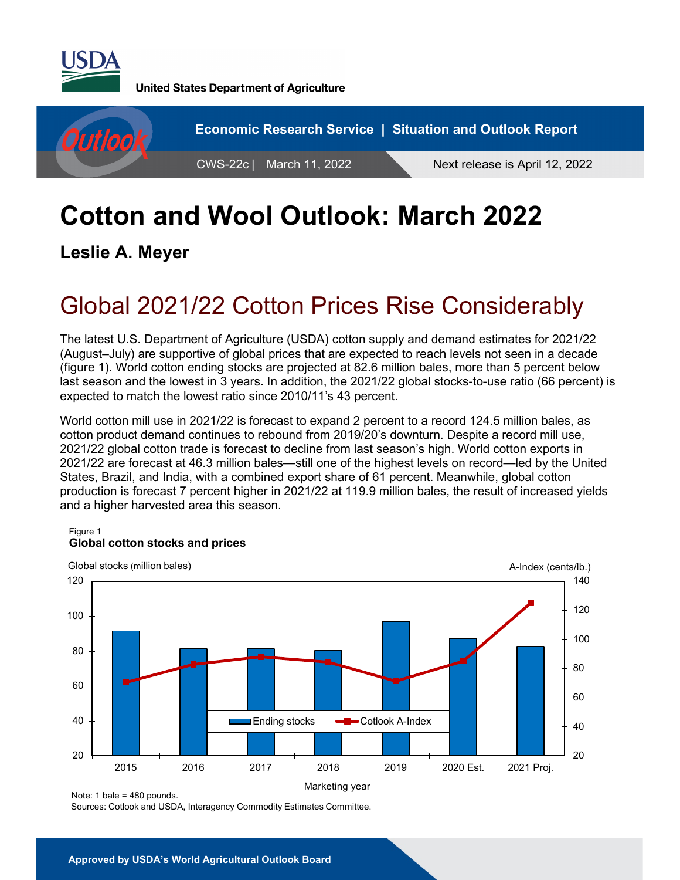USDA

United States Department of Agriculture

Economic Research Service | Situation and Outlook Report

CWS-22c | March 11, 2022

Next release is April 12, 2022

# Cotton and Wool Outlook: March 2022

**Leslie A. Meyer**

## Global 2021/22 Cotton Prices Rise Considerably

The latest U.S. Department of Agriculture (USDA) cotton supply and demand estimates for 2021/22 (August–July) are supportive of global prices that are expected to reach levels not seen in a decade (figure 1). World cotton ending stocks are projected at 82.6 million bales, more than 5 percent below last season and the lowest in 3 years. In addition, the 2021/22 global stocks-to-use ratio (66 percent) is expected to match the lowest ratio since 2010/11's 43 percent.

World cotton mill use in 2021/22 is forecast to expand 2 percent to a record 124.5 million bales, as cotton product demand continues to rebound from 2019/20's downturn. Despite a record mill use, 2021/22 global cotton trade is forecast to decline from last season's high. World cotton exports in 2021/22 are forecast at 46.3 million bales—still one of the highest levels on record—led by the United States, Brazil, and India, with a combined export share of 61 percent. Meanwhile, global cotton production is forecast 7 percent higher in 2021/22 at 119.9 million bales, the result of increased yields and a higher harvested area this season.

Figure 1
**Global cotton stocks and prices**

Global stocks (million bales) | A-Index (cents/lb.)

Legend: Ending stocks; Cotlook A-Index

Marketing year: 2015, 2016, 2017, 2018, 2019, 2020 Est., 2021 Proj.

Note: 1 bale = 480 pounds.
Sources: Cotlook and USDA, Interagency Commodity Estimates Committee.

Approved by USDA's World Agricultural Outlook Board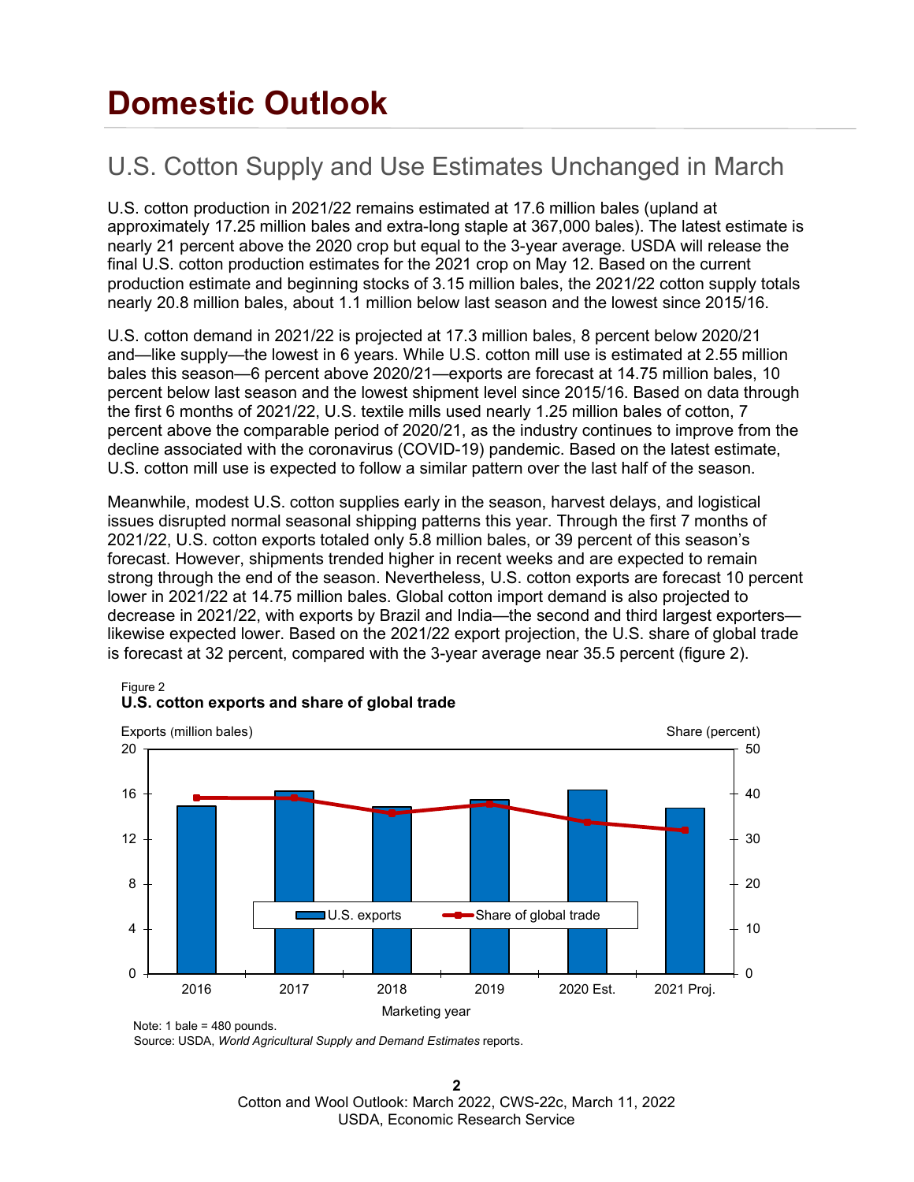# Domestic Outlook

## U.S. Cotton Supply and Use Estimates Unchanged in March

U.S. cotton production in 2021/22 remains estimated at 17.6 million bales (upland at approximately 17.25 million bales and extra-long staple at 367,000 bales). The latest estimate is nearly 21 percent above the 2020 crop but equal to the 3-year average. USDA will release the final U.S. cotton production estimates for the 2021 crop on May 12. Based on the current production estimate and beginning stocks of 3.15 million bales, the 2021/22 cotton supply totals nearly 20.8 million bales, about 1.1 million below last season and the lowest since 2015/16.

U.S. cotton demand in 2021/22 is projected at 17.3 million bales, 8 percent below 2020/21 and—like supply—the lowest in 6 years. While U.S. cotton mill use is estimated at 2.55 million bales this season—6 percent above 2020/21—exports are forecast at 14.75 million bales, 10 percent below last season and the lowest shipment level since 2015/16. Based on data through the first 6 months of 2021/22, U.S. textile mills used nearly 1.25 million bales of cotton, 7 percent above the comparable period of 2020/21, as the industry continues to improve from the decline associated with the coronavirus (COVID-19) pandemic. Based on the latest estimate, U.S. cotton mill use is expected to follow a similar pattern over the last half of the season.

Meanwhile, modest U.S. cotton supplies early in the season, harvest delays, and logistical issues disrupted normal seasonal shipping patterns this year. Through the first 7 months of 2021/22, U.S. cotton exports totaled only 5.8 million bales, or 39 percent of this season's forecast. However, shipments trended higher in recent weeks and are expected to remain strong through the end of the season. Nevertheless, U.S. cotton exports are forecast 10 percent lower in 2021/22 at 14.75 million bales. Global cotton import demand is also projected to decrease in 2021/22, with exports by Brazil and India—the second and third largest exporters—likewise expected lower. Based on the 2021/22 export projection, the U.S. share of global trade is forecast at 32 percent, compared with the 3-year average near 35.5 percent (figure 2).

Figure 2
**U.S. cotton exports and share of global trade**

Note: 1 bale = 480 pounds.
Source: USDA, *World Agricultural Supply and Demand Estimates* reports.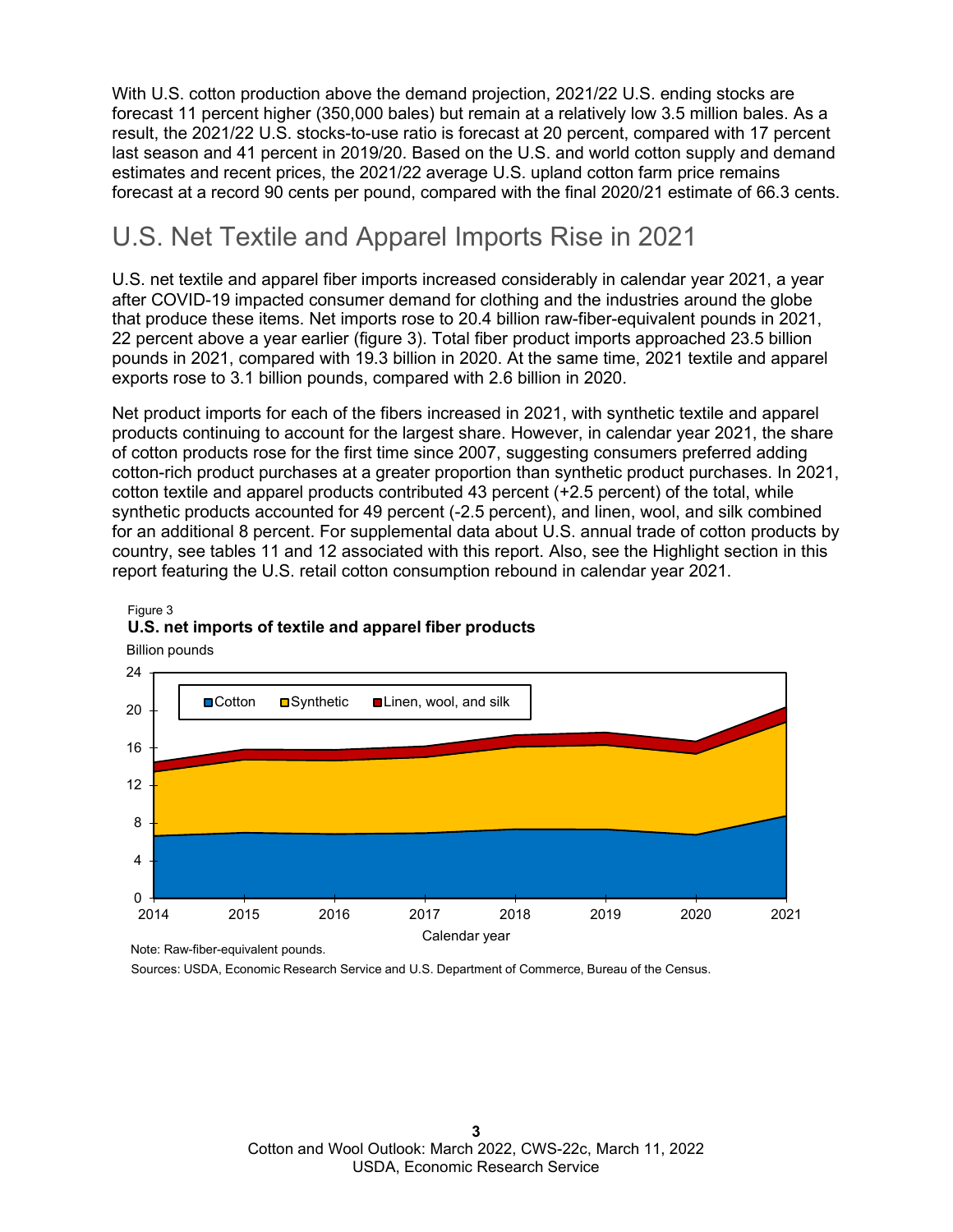With U.S. cotton production above the demand projection, 2021/22 U.S. ending stocks are forecast 11 percent higher (350,000 bales) but remain at a relatively low 3.5 million bales. As a result, the 2021/22 U.S. stocks-to-use ratio is forecast at 20 percent, compared with 17 percent last season and 41 percent in 2019/20. Based on the U.S. and world cotton supply and demand estimates and recent prices, the 2021/22 average U.S. upland cotton farm price remains forecast at a record 90 cents per pound, compared with the final 2020/21 estimate of 66.3 cents.

## U.S. Net Textile and Apparel Imports Rise in 2021

U.S. net textile and apparel fiber imports increased considerably in calendar year 2021, a year after COVID-19 impacted consumer demand for clothing and the industries around the globe that produce these items. Net imports rose to 20.4 billion raw-fiber-equivalent pounds in 2021, 22 percent above a year earlier (figure 3). Total fiber product imports approached 23.5 billion pounds in 2021, compared with 19.3 billion in 2020. At the same time, 2021 textile and apparel exports rose to 3.1 billion pounds, compared with 2.6 billion in 2020.

Net product imports for each of the fibers increased in 2021, with synthetic textile and apparel products continuing to account for the largest share. However, in calendar year 2021, the share of cotton products rose for the first time since 2007, suggesting consumers preferred adding cotton-rich product purchases at a greater proportion than synthetic product purchases. In 2021, cotton textile and apparel products contributed 43 percent (+2.5 percent) of the total, while synthetic products accounted for 49 percent (-2.5 percent), and linen, wool, and silk combined for an additional 8 percent. For supplemental data about U.S. annual trade of cotton products by country, see tables 11 and 12 associated with this report. Also, see the Highlight section in this report featuring the U.S. retail cotton consumption rebound in calendar year 2021.

Figure 3
**U.S. net imports of textile and apparel fiber products**

Billion pounds

Legend: Cotton, Synthetic, Linen, wool, and silk

Calendar year: 2014, 2015, 2016, 2017, 2018, 2019, 2020, 2021

Note: Raw-fiber-equivalent pounds.

Sources: USDA, Economic Research Service and U.S. Department of Commerce, Bureau of the Census.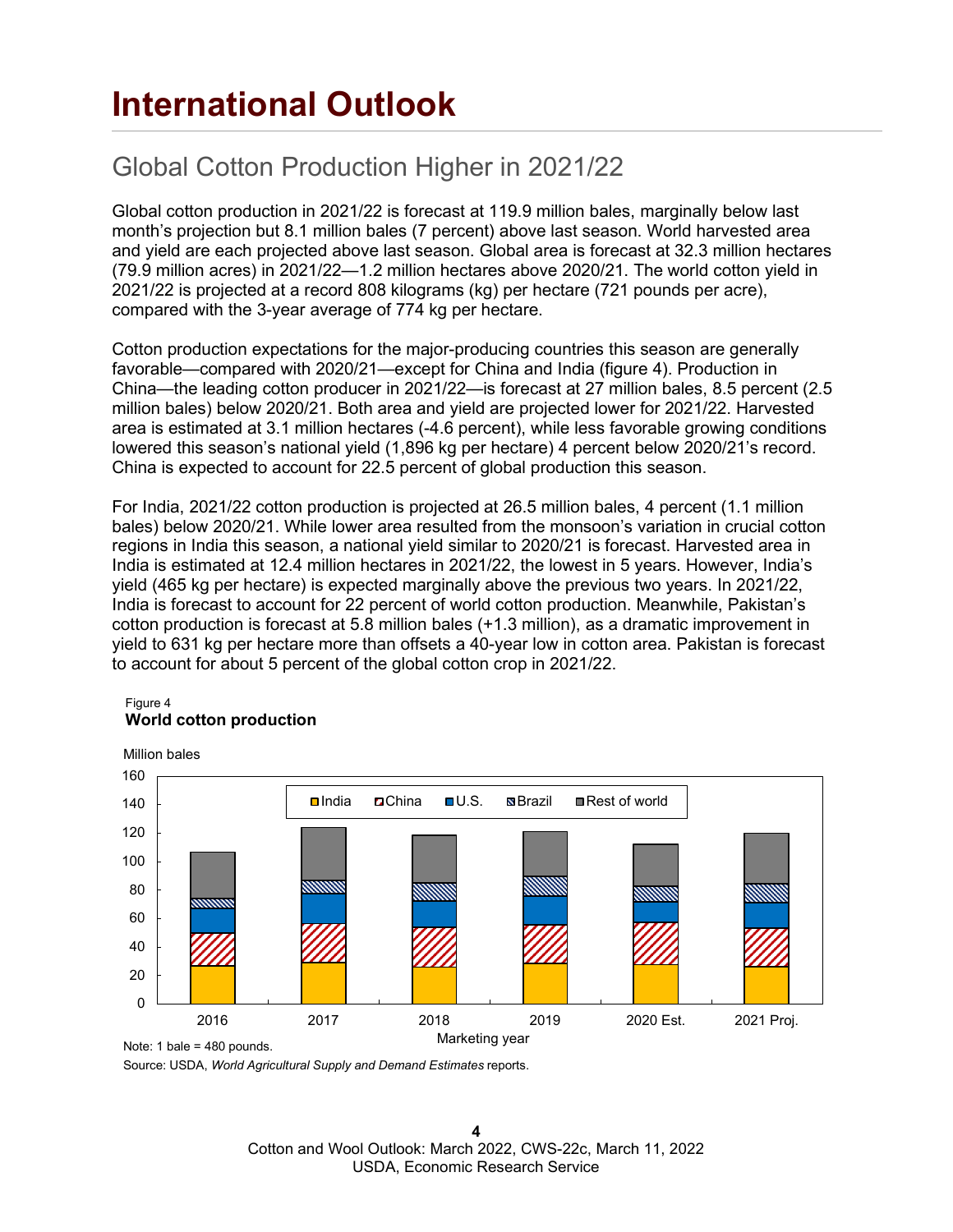# International Outlook

## Global Cotton Production Higher in 2021/22

Global cotton production in 2021/22 is forecast at 119.9 million bales, marginally below last month's projection but 8.1 million bales (7 percent) above last season. World harvested area and yield are each projected above last season. Global area is forecast at 32.3 million hectares (79.9 million acres) in 2021/22—1.2 million hectares above 2020/21. The world cotton yield in 2021/22 is projected at a record 808 kilograms (kg) per hectare (721 pounds per acre), compared with the 3-year average of 774 kg per hectare.

Cotton production expectations for the major-producing countries this season are generally favorable—compared with 2020/21—except for China and India (figure 4). Production in China—the leading cotton producer in 2021/22—is forecast at 27 million bales, 8.5 percent (2.5 million bales) below 2020/21. Both area and yield are projected lower for 2021/22. Harvested area is estimated at 3.1 million hectares (-4.6 percent), while less favorable growing conditions lowered this season's national yield (1,896 kg per hectare) 4 percent below 2020/21's record. China is expected to account for 22.5 percent of global production this season.

For India, 2021/22 cotton production is projected at 26.5 million bales, 4 percent (1.1 million bales) below 2020/21. While lower area resulted from the monsoon's variation in crucial cotton regions in India this season, a national yield similar to 2020/21 is forecast. Harvested area in India is estimated at 12.4 million hectares in 2021/22, the lowest in 5 years. However, India's yield (465 kg per hectare) is expected marginally above the previous two years. In 2021/22, India is forecast to account for 22 percent of world cotton production. Meanwhile, Pakistan's cotton production is forecast at 5.8 million bales (+1.3 million), as a dramatic improvement in yield to 631 kg per hectare more than offsets a 40-year low in cotton area. Pakistan is forecast to account for about 5 percent of the global cotton crop in 2021/22.

Figure 4
**World cotton production**

Note: 1 bale = 480 pounds.
Source: USDA, *World Agricultural Supply and Demand Estimates* reports.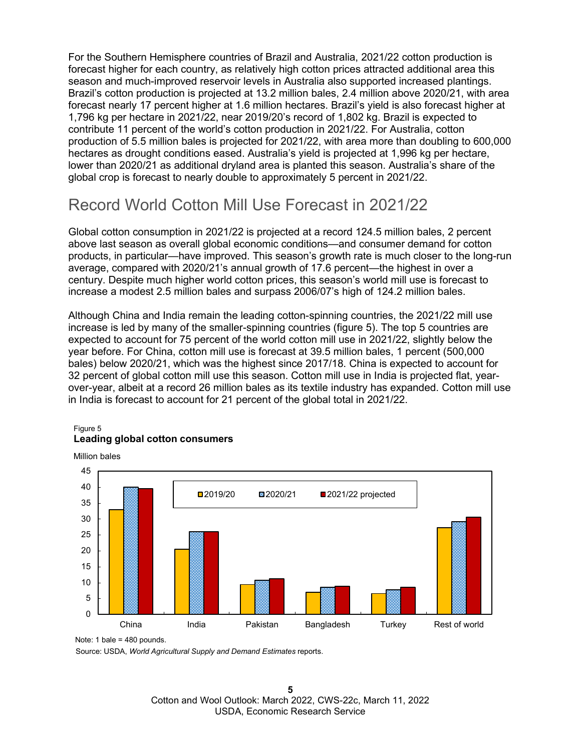For the Southern Hemisphere countries of Brazil and Australia, 2021/22 cotton production is forecast higher for each country, as relatively high cotton prices attracted additional area this season and much-improved reservoir levels in Australia also supported increased plantings. Brazil's cotton production is projected at 13.2 million bales, 2.4 million above 2020/21, with area forecast nearly 17 percent higher at 1.6 million hectares. Brazil's yield is also forecast higher at 1,796 kg per hectare in 2021/22, near 2019/20's record of 1,802 kg. Brazil is expected to contribute 11 percent of the world's cotton production in 2021/22. For Australia, cotton production of 5.5 million bales is projected for 2021/22, with area more than doubling to 600,000 hectares as drought conditions eased. Australia's yield is projected at 1,996 kg per hectare, lower than 2020/21 as additional dryland area is planted this season. Australia's share of the global crop is forecast to nearly double to approximately 5 percent in 2021/22.

## Record World Cotton Mill Use Forecast in 2021/22

Global cotton consumption in 2021/22 is projected at a record 124.5 million bales, 2 percent above last season as overall global economic conditions—and consumer demand for cotton products, in particular—have improved. This season's growth rate is much closer to the long-run average, compared with 2020/21's annual growth of 17.6 percent—the highest in over a century. Despite much higher world cotton prices, this season's world mill use is forecast to increase a modest 2.5 million bales and surpass 2006/07's high of 124.2 million bales.

Although China and India remain the leading cotton-spinning countries, the 2021/22 mill use increase is led by many of the smaller-spinning countries (figure 5). The top 5 countries are expected to account for 75 percent of the world cotton mill use in 2021/22, slightly below the year before. For China, cotton mill use is forecast at 39.5 million bales, 1 percent (500,000 bales) below 2020/21, which was the highest since 2017/18. China is expected to account for 32 percent of global cotton mill use this season. Cotton mill use in India is projected flat, year-over-year, albeit at a record 26 million bales as its textile industry has expanded. Cotton mill use in India is forecast to account for 21 percent of the global total in 2021/22.

Figure 5
**Leading global cotton consumers**

Million bales

| | 2019/20 | 2020/21 | 2021/22 projected |
|---|---|---|---|
| China | 33 | 40 | 39.5 |
| India | 20.5 | 26 | 26 |
| Pakistan | 9.5 | 10.8 | 11.2 |
| Bangladesh | 7 | 8.5 | 8.8 |
| Turkey | 6.5 | 7.7 | 8.5 |
| Rest of world | 27.3 | 29.2 | 30.6 |

Note: 1 bale = 480 pounds.

Source: USDA, *World Agricultural Supply and Demand Estimates* reports.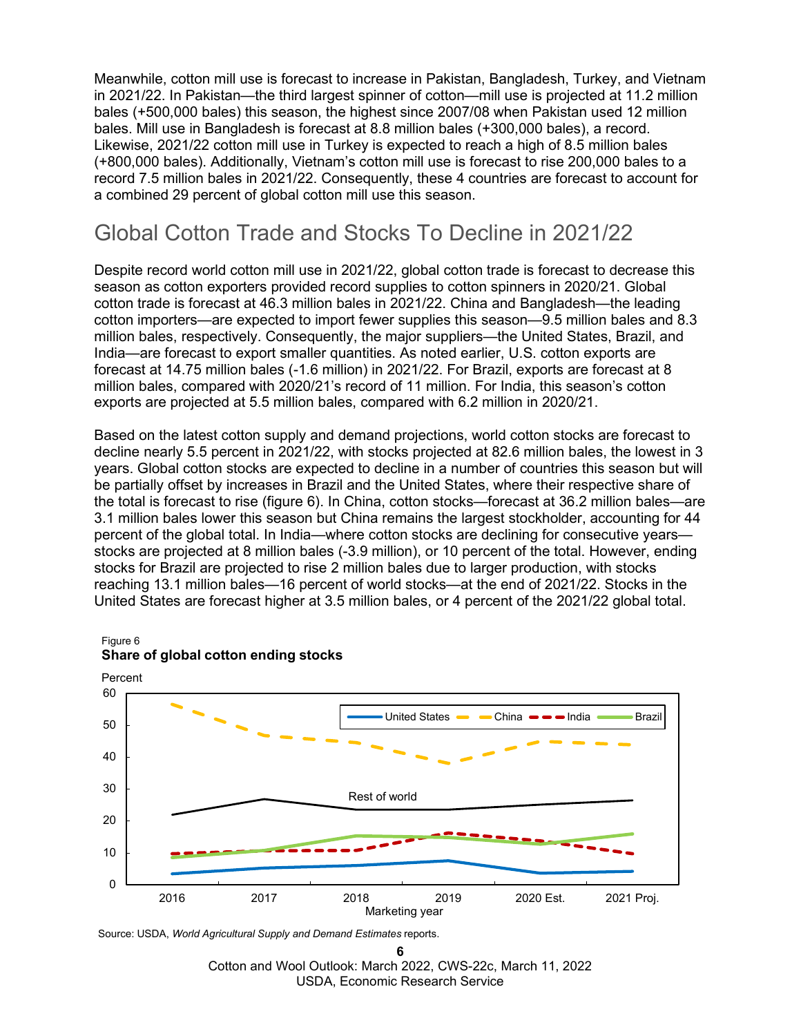Meanwhile, cotton mill use is forecast to increase in Pakistan, Bangladesh, Turkey, and Vietnam in 2021/22. In Pakistan—the third largest spinner of cotton—mill use is projected at 11.2 million bales (+500,000 bales) this season, the highest since 2007/08 when Pakistan used 12 million bales. Mill use in Bangladesh is forecast at 8.8 million bales (+300,000 bales), a record. Likewise, 2021/22 cotton mill use in Turkey is expected to reach a high of 8.5 million bales (+800,000 bales). Additionally, Vietnam's cotton mill use is forecast to rise 200,000 bales to a record 7.5 million bales in 2021/22. Consequently, these 4 countries are forecast to account for a combined 29 percent of global cotton mill use this season.

## Global Cotton Trade and Stocks To Decline in 2021/22

Despite record world cotton mill use in 2021/22, global cotton trade is forecast to decrease this season as cotton exporters provided record supplies to cotton spinners in 2020/21. Global cotton trade is forecast at 46.3 million bales in 2021/22. China and Bangladesh—the leading cotton importers—are expected to import fewer supplies this season—9.5 million bales and 8.3 million bales, respectively. Consequently, the major suppliers—the United States, Brazil, and India—are forecast to export smaller quantities. As noted earlier, U.S. cotton exports are forecast at 14.75 million bales (-1.6 million) in 2021/22. For Brazil, exports are forecast at 8 million bales, compared with 2020/21's record of 11 million. For India, this season's cotton exports are projected at 5.5 million bales, compared with 6.2 million in 2020/21.

Based on the latest cotton supply and demand projections, world cotton stocks are forecast to decline nearly 5.5 percent in 2021/22, with stocks projected at 82.6 million bales, the lowest in 3 years. Global cotton stocks are expected to decline in a number of countries this season but will be partially offset by increases in Brazil and the United States, where their respective share of the total is forecast to rise (figure 6). In China, cotton stocks—forecast at 36.2 million bales—are 3.1 million bales lower this season but China remains the largest stockholder, accounting for 44 percent of the global total. In India—where cotton stocks are declining for consecutive years—stocks are projected at 8 million bales (-3.9 million), or 10 percent of the total. However, ending stocks for Brazil are projected to rise 2 million bales due to larger production, with stocks reaching 13.1 million bales—16 percent of world stocks—at the end of 2021/22. Stocks in the United States are forecast higher at 3.5 million bales, or 4 percent of the 2021/22 global total.

Figure 6

**Share of global cotton ending stocks**

Source: USDA, *World Agricultural Supply and Demand Estimates* reports.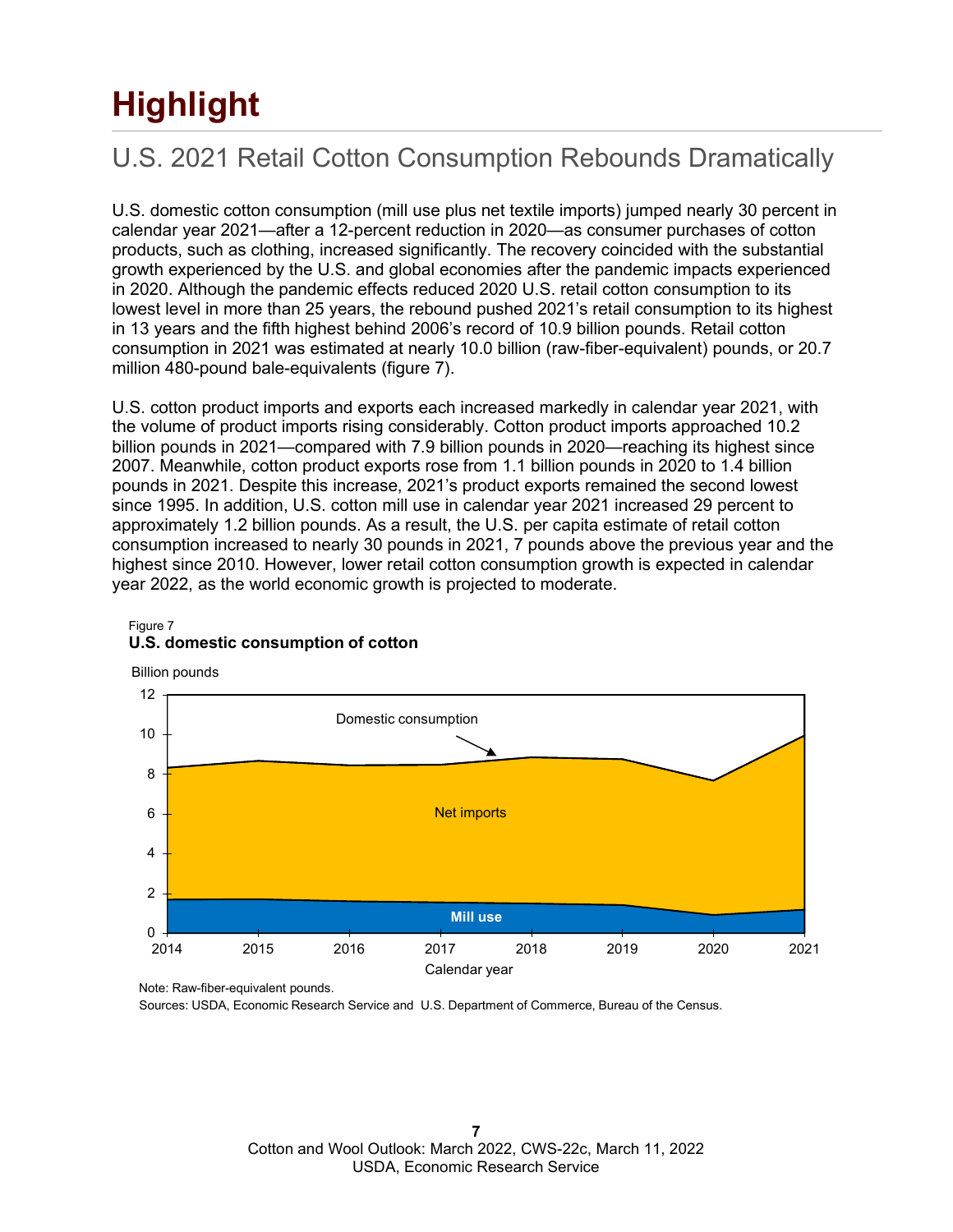# Highlight

## U.S. 2021 Retail Cotton Consumption Rebounds Dramatically

U.S. domestic cotton consumption (mill use plus net textile imports) jumped nearly 30 percent in calendar year 2021—after a 12-percent reduction in 2020—as consumer purchases of cotton products, such as clothing, increased significantly. The recovery coincided with the substantial growth experienced by the U.S. and global economies after the pandemic impacts experienced in 2020. Although the pandemic effects reduced 2020 U.S. retail cotton consumption to its lowest level in more than 25 years, the rebound pushed 2021's retail consumption to its highest in 13 years and the fifth highest behind 2006's record of 10.9 billion pounds. Retail cotton consumption in 2021 was estimated at nearly 10.0 billion (raw-fiber-equivalent) pounds, or 20.7 million 480-pound bale-equivalents (figure 7).

U.S. cotton product imports and exports each increased markedly in calendar year 2021, with the volume of product imports rising considerably. Cotton product imports approached 10.2 billion pounds in 2021—compared with 7.9 billion pounds in 2020—reaching its highest since 2007. Meanwhile, cotton product exports rose from 1.1 billion pounds in 2020 to 1.4 billion pounds in 2021. Despite this increase, 2021's product exports remained the second lowest since 1995. In addition, U.S. cotton mill use in calendar year 2021 increased 29 percent to approximately 1.2 billion pounds. As a result, the U.S. per capita estimate of retail cotton consumption increased to nearly 30 pounds in 2021, 7 pounds above the previous year and the highest since 2010. However, lower retail cotton consumption growth is expected in calendar year 2022, as the world economic growth is projected to moderate.

Figure 7
**U.S. domestic consumption of cotton**

Billion pounds

Domestic consumption

Net imports

Mill use

Calendar year

Note: Raw-fiber-equivalent pounds.
Sources: USDA, Economic Research Service and U.S. Department of Commerce, Bureau of the Census.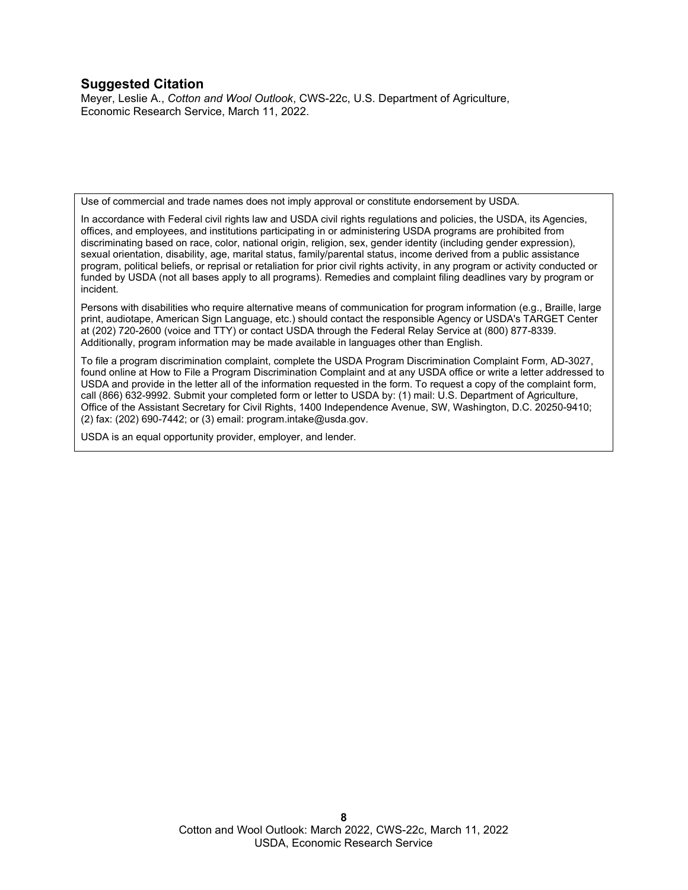## Suggested Citation

Meyer, Leslie A., *Cotton and Wool Outlook*, CWS-22c, U.S. Department of Agriculture, Economic Research Service, March 11, 2022.

Use of commercial and trade names does not imply approval or constitute endorsement by USDA.

In accordance with Federal civil rights law and USDA civil rights regulations and policies, the USDA, its Agencies, offices, and employees, and institutions participating in or administering USDA programs are prohibited from discriminating based on race, color, national origin, religion, sex, gender identity (including gender expression), sexual orientation, disability, age, marital status, family/parental status, income derived from a public assistance program, political beliefs, or reprisal or retaliation for prior civil rights activity, in any program or activity conducted or funded by USDA (not all bases apply to all programs). Remedies and complaint filing deadlines vary by program or incident.

Persons with disabilities who require alternative means of communication for program information (e.g., Braille, large print, audiotape, American Sign Language, etc.) should contact the responsible Agency or USDA's TARGET Center at (202) 720-2600 (voice and TTY) or contact USDA through the Federal Relay Service at (800) 877-8339. Additionally, program information may be made available in languages other than English.

To file a program discrimination complaint, complete the USDA Program Discrimination Complaint Form, AD-3027, found online at How to File a Program Discrimination Complaint and at any USDA office or write a letter addressed to USDA and provide in the letter all of the information requested in the form. To request a copy of the complaint form, call (866) 632-9992. Submit your completed form or letter to USDA by: (1) mail: U.S. Department of Agriculture, Office of the Assistant Secretary for Civil Rights, 1400 Independence Avenue, SW, Washington, D.C. 20250-9410; (2) fax: (202) 690-7442; or (3) email: program.intake@usda.gov.

USDA is an equal opportunity provider, employer, and lender.